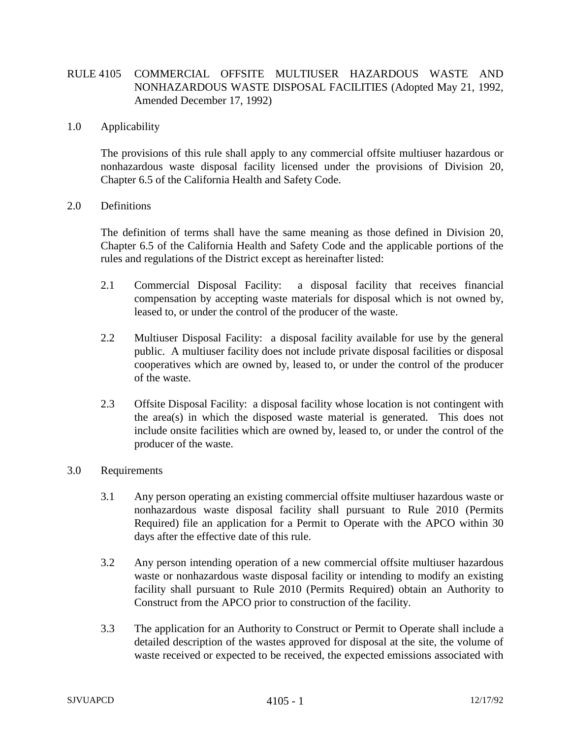# RULE 4105 COMMERCIAL OFFSITE MULTIUSER HAZARDOUS WASTE AND NONHAZARDOUS WASTE DISPOSAL FACILITIES (Adopted May 21, 1992, Amended December 17, 1992)

## 1.0 Applicability

The provisions of this rule shall apply to any commercial offsite multiuser hazardous or nonhazardous waste disposal facility licensed under the provisions of Division 20, Chapter 6.5 of the California Health and Safety Code.

## 2.0 Definitions

The definition of terms shall have the same meaning as those defined in Division 20, Chapter 6.5 of the California Health and Safety Code and the applicable portions of the rules and regulations of the District except as hereinafter listed:

2.1 Commercial Disposal Facility: a disposal facility that receives financial compensation by accepting waste materials for disposal which is not owned by, leased to, or under the control of the producer of the waste.

2.2 Multiuser Disposal Facility: a disposal facility available for use by the general public. A multiuser facility does not include private disposal facilities or disposal cooperatives which are owned by, leased to, or under the control of the producer of the waste.

2.3 Offsite Disposal Facility: a disposal facility whose location is not contingent with the area(s) in which the disposed waste material is generated. This does not include onsite facilities which are owned by, leased to, or under the control of the producer of the waste.

## 3.0 Requirements

3.1 Any person operating an existing commercial offsite multiuser hazardous waste or nonhazardous waste disposal facility shall pursuant to Rule 2010 (Permits Required) file an application for a Permit to Operate with the APCO within 30 days after the effective date of this rule.

3.2 Any person intending operation of a new commercial offsite multiuser hazardous waste or nonhazardous waste disposal facility or intending to modify an existing facility shall pursuant to Rule 2010 (Permits Required) obtain an Authority to Construct from the APCO prior to construction of the facility.

3.3 The application for an Authority to Construct or Permit to Operate shall include a detailed description of the wastes approved for disposal at the site, the volume of waste received or expected to be received, the expected emissions associated with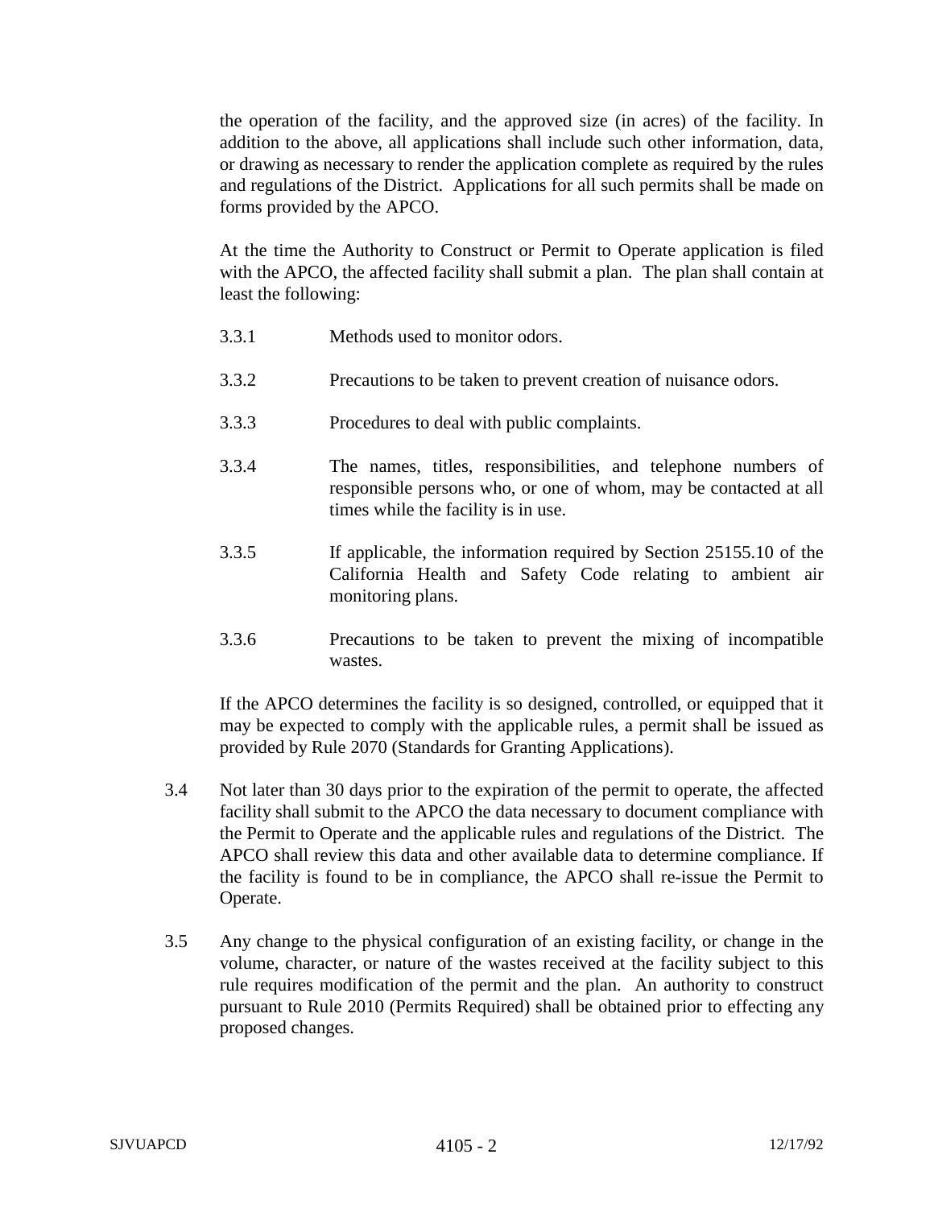the operation of the facility, and the approved size (in acres) of the facility. In addition to the above, all applications shall include such other information, data, or drawing as necessary to render the application complete as required by the rules and regulations of the District. Applications for all such permits shall be made on forms provided by the APCO.

At the time the Authority to Construct or Permit to Operate application is filed with the APCO, the affected facility shall submit a plan. The plan shall contain at least the following:

3.3.1 Methods used to monitor odors.

3.3.2 Precautions to be taken to prevent creation of nuisance odors.

3.3.3 Procedures to deal with public complaints.

3.3.4 The names, titles, responsibilities, and telephone numbers of responsible persons who, or one of whom, may be contacted at all times while the facility is in use.

3.3.5 If applicable, the information required by Section 25155.10 of the California Health and Safety Code relating to ambient air monitoring plans.

3.3.6 Precautions to be taken to prevent the mixing of incompatible wastes.

If the APCO determines the facility is so designed, controlled, or equipped that it may be expected to comply with the applicable rules, a permit shall be issued as provided by Rule 2070 (Standards for Granting Applications).

3.4 Not later than 30 days prior to the expiration of the permit to operate, the affected facility shall submit to the APCO the data necessary to document compliance with the Permit to Operate and the applicable rules and regulations of the District. The APCO shall review this data and other available data to determine compliance. If the facility is found to be in compliance, the APCO shall re-issue the Permit to Operate.

3.5 Any change to the physical configuration of an existing facility, or change in the volume, character, or nature of the wastes received at the facility subject to this rule requires modification of the permit and the plan. An authority to construct pursuant to Rule 2010 (Permits Required) shall be obtained prior to effecting any proposed changes.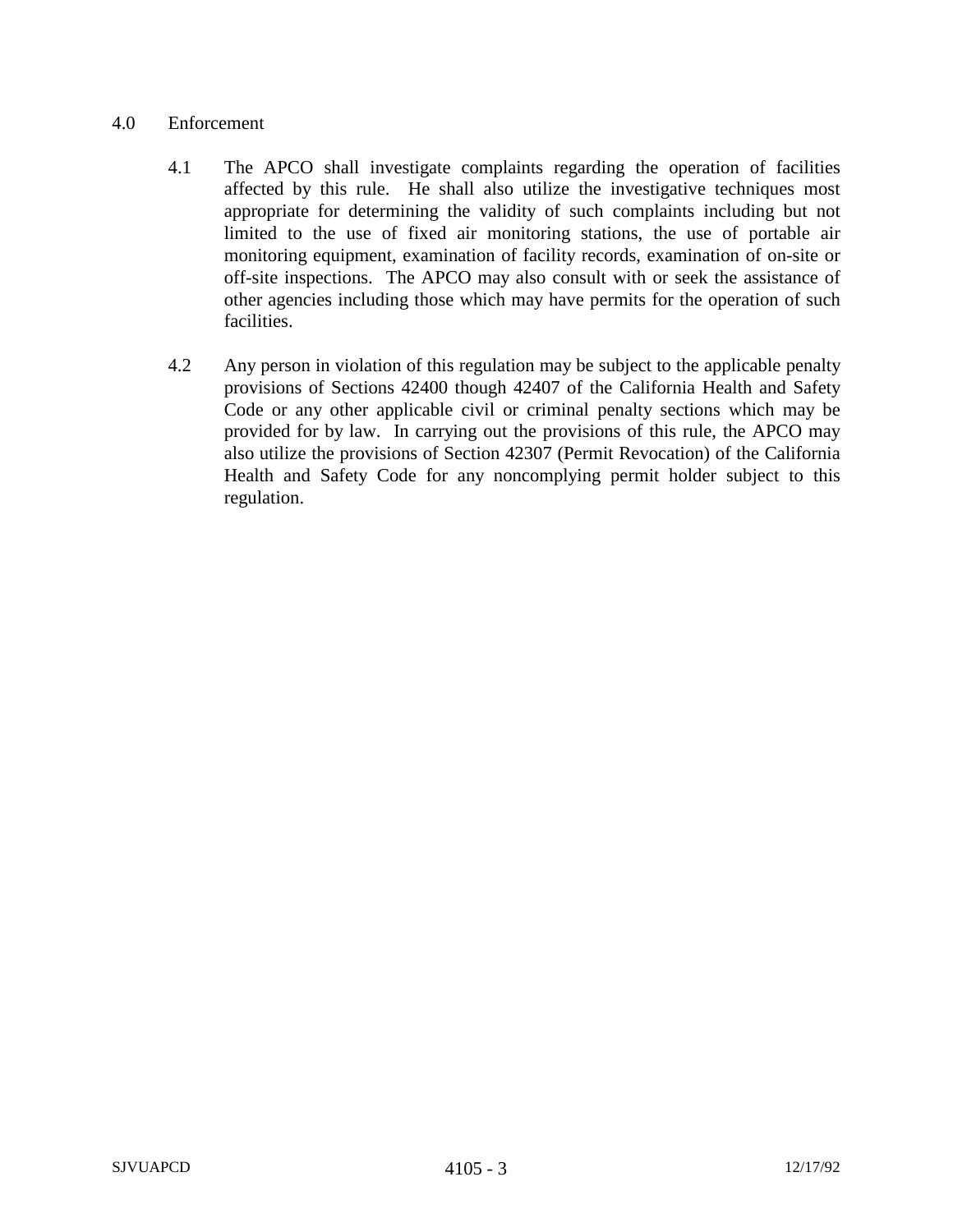## 4.0 Enforcement

4.1 The APCO shall investigate complaints regarding the operation of facilities affected by this rule. He shall also utilize the investigative techniques most appropriate for determining the validity of such complaints including but not limited to the use of fixed air monitoring stations, the use of portable air monitoring equipment, examination of facility records, examination of on-site or off-site inspections. The APCO may also consult with or seek the assistance of other agencies including those which may have permits for the operation of such facilities.

4.2 Any person in violation of this regulation may be subject to the applicable penalty provisions of Sections 42400 though 42407 of the California Health and Safety Code or any other applicable civil or criminal penalty sections which may be provided for by law. In carrying out the provisions of this rule, the APCO may also utilize the provisions of Section 42307 (Permit Revocation) of the California Health and Safety Code for any noncomplying permit holder subject to this regulation.